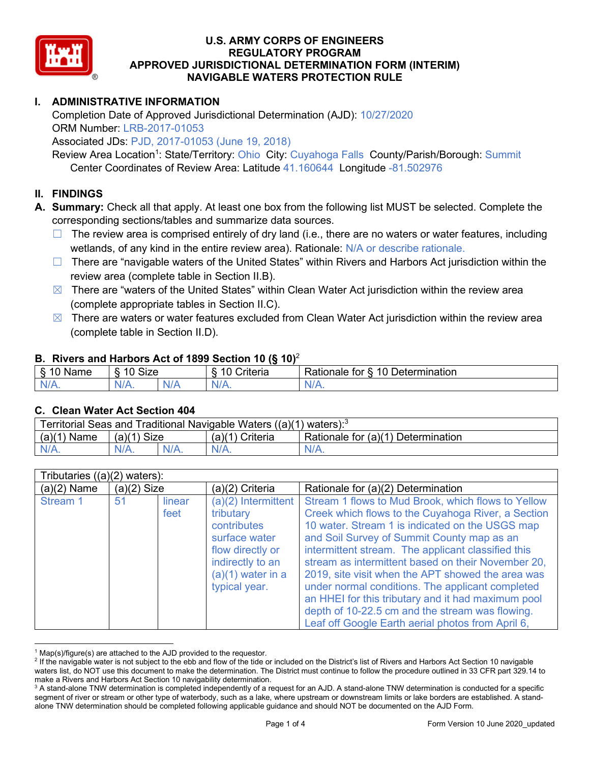# U.S. ARMY CORPS OF ENGINEERS
# REGULATORY PROGRAM
# APPROVED JURISDICTIONAL DETERMINATION FORM (INTERIM)
# NAVIGABLE WATERS PROTECTION RULE

## I. ADMINISTRATIVE INFORMATION

Completion Date of Approved Jurisdictional Determination (AJD): 10/27/2020
ORM Number: LRB-2017-01053
Associated JDs: PJD, 2017-01053 (June 19, 2018)
Review Area Location[1]: State/Territory: Ohio City: Cuyahoga Falls County/Parish/Borough: Summit
Center Coordinates of Review Area: Latitude 41.160644 Longitude -81.502976

## II. FINDINGS

**A. Summary:** Check all that apply. At least one box from the following list MUST be selected. Complete the corresponding sections/tables and summarize data sources.

☐ The review area is comprised entirely of dry land (i.e., there are no waters or water features, including wetlands, of any kind in the entire review area). Rationale: N/A or describe rationale.

☐ There are "navigable waters of the United States" within Rivers and Harbors Act jurisdiction within the review area (complete table in Section II.B).

☒ There are "waters of the United States" within Clean Water Act jurisdiction within the review area (complete appropriate tables in Section II.C).

☒ There are waters or water features excluded from Clean Water Act jurisdiction within the review area (complete table in Section II.D).

### B. Rivers and Harbors Act of 1899 Section 10 (§ 10)[2]

| § 10 Name | § 10 Size | | § 10 Criteria | Rationale for § 10 Determination |
|---|---|---|---|---|
| N/A. | N/A. | N/A | N/A. | N/A. |

### C. Clean Water Act Section 404

| Territorial Seas and Traditional Navigable Waters ((a)(1) waters):[3] | | | | |
|---|---|---|---|---|
| (a)(1) Name | (a)(1) Size | | (a)(1) Criteria | Rationale for (a)(1) Determination |
| N/A. | N/A. | N/A. | N/A. | N/A. |

| Tributaries ((a)(2) waters): | | | | |
|---|---|---|---|---|
| (a)(2) Name | (a)(2) Size | | (a)(2) Criteria | Rationale for (a)(2) Determination |
| Stream 1 | 51 | linear feet | (a)(2) Intermittent tributary contributes surface water flow directly or indirectly to an (a)(1) water in a typical year. | Stream 1 flows to Mud Brook, which flows to Yellow Creek which flows to the Cuyahoga River, a Section 10 water. Stream 1 is indicated on the USGS map and Soil Survey of Summit County map as an intermittent stream. The applicant classified this stream as intermittent based on their November 20, 2019, site visit when the APT showed the area was under normal conditions. The applicant completed an HHEI for this tributary and it had maximum pool depth of 10-22.5 cm and the stream was flowing. Leaf off Google Earth aerial photos from April 6, |

[1] Map(s)/figure(s) are attached to the AJD provided to the requestor.
[2] If the navigable water is not subject to the ebb and flow of the tide or included on the District's list of Rivers and Harbors Act Section 10 navigable waters list, do NOT use this document to make the determination. The District must continue to follow the procedure outlined in 33 CFR part 329.14 to make a Rivers and Harbors Act Section 10 navigability determination.
[3] A stand-alone TNW determination is completed independently of a request for an AJD. A stand-alone TNW determination is conducted for a specific segment of river or stream or other type of waterbody, such as a lake, where upstream or downstream limits or lake borders are established. A stand-alone TNW determination should be completed following applicable guidance and should NOT be documented on the AJD Form.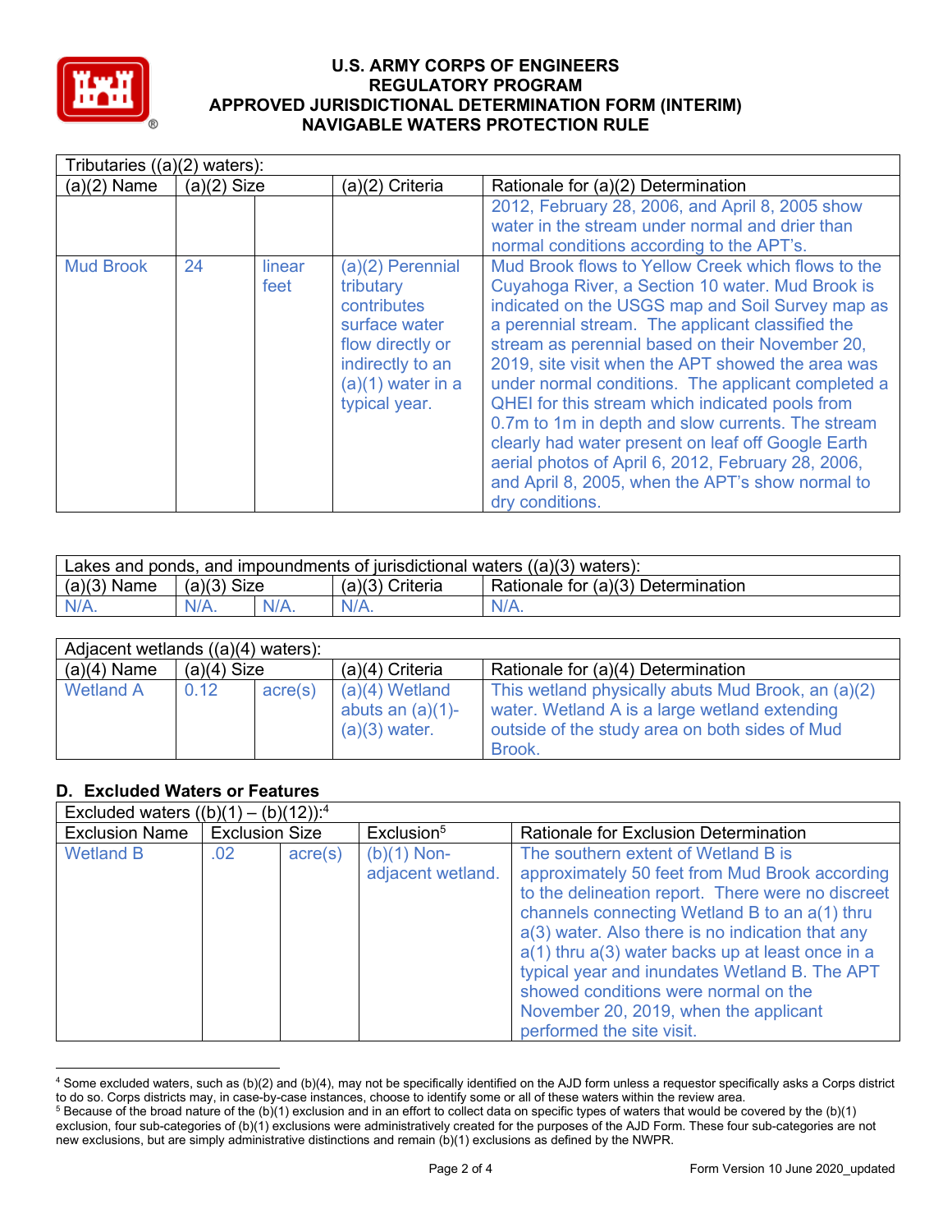| Tributaries ((a)(2) waters): | | | | |
|---|---|---|---|---|
| (a)(2) Name | (a)(2) Size | | (a)(2) Criteria | Rationale for (a)(2) Determination |
| | | | | 2012, February 28, 2006, and April 8, 2005 show water in the stream under normal and drier than normal conditions according to the APT's. |
| Mud Brook | 24 | linear feet | (a)(2) Perennial tributary contributes surface water flow directly or indirectly to an (a)(1) water in a typical year. | Mud Brook flows to Yellow Creek which flows to the Cuyahoga River, a Section 10 water. Mud Brook is indicated on the USGS map and Soil Survey map as a perennial stream. The applicant classified the stream as perennial based on their November 20, 2019, site visit when the APT showed the area was under normal conditions. The applicant completed a QHEI for this stream which indicated pools from 0.7m to 1m in depth and slow currents. The stream clearly had water present on leaf off Google Earth aerial photos of April 6, 2012, February 28, 2006, and April 8, 2005, when the APT's show normal to dry conditions. |

| Lakes and ponds, and impoundments of jurisdictional waters ((a)(3) waters): | | | | |
|---|---|---|---|---|
| (a)(3) Name | (a)(3) Size | | (a)(3) Criteria | Rationale for (a)(3) Determination |
| N/A. | N/A. | N/A. | N/A. | N/A. |

| Adjacent wetlands ((a)(4) waters): | | | | |
|---|---|---|---|---|
| (a)(4) Name | (a)(4) Size | | (a)(4) Criteria | Rationale for (a)(4) Determination |
| Wetland A | 0.12 | acre(s) | (a)(4) Wetland abuts an (a)(1)-(a)(3) water. | This wetland physically abuts Mud Brook, an (a)(2) water. Wetland A is a large wetland extending outside of the study area on both sides of Mud Brook. |

## D. Excluded Waters or Features

| Excluded waters ((b)(1) – (b)(12)):[4] | | | | |
|---|---|---|---|---|
| Exclusion Name | Exclusion Size | | Exclusion[5] | Rationale for Exclusion Determination |
| Wetland B | .02 | acre(s) | (b)(1) Non-adjacent wetland. | The southern extent of Wetland B is approximately 50 feet from Mud Brook according to the delineation report. There were no discreet channels connecting Wetland B to an a(1) thru a(3) water. Also there is no indication that any a(1) thru a(3) water backs up at least once in a typical year and inundates Wetland B. The APT showed conditions were normal on the November 20, 2019, when the applicant performed the site visit. |

[4] Some excluded waters, such as (b)(2) and (b)(4), may not be specifically identified on the AJD form unless a requestor specifically asks a Corps district to do so. Corps districts may, in case-by-case instances, choose to identify some or all of these waters within the review area.

[5] Because of the broad nature of the (b)(1) exclusion and in an effort to collect data on specific types of waters that would be covered by the (b)(1) exclusion, four sub-categories of (b)(1) exclusions were administratively created for the purposes of the AJD Form. These four sub-categories are not new exclusions, but are simply administrative distinctions and remain (b)(1) exclusions as defined by the NWPR.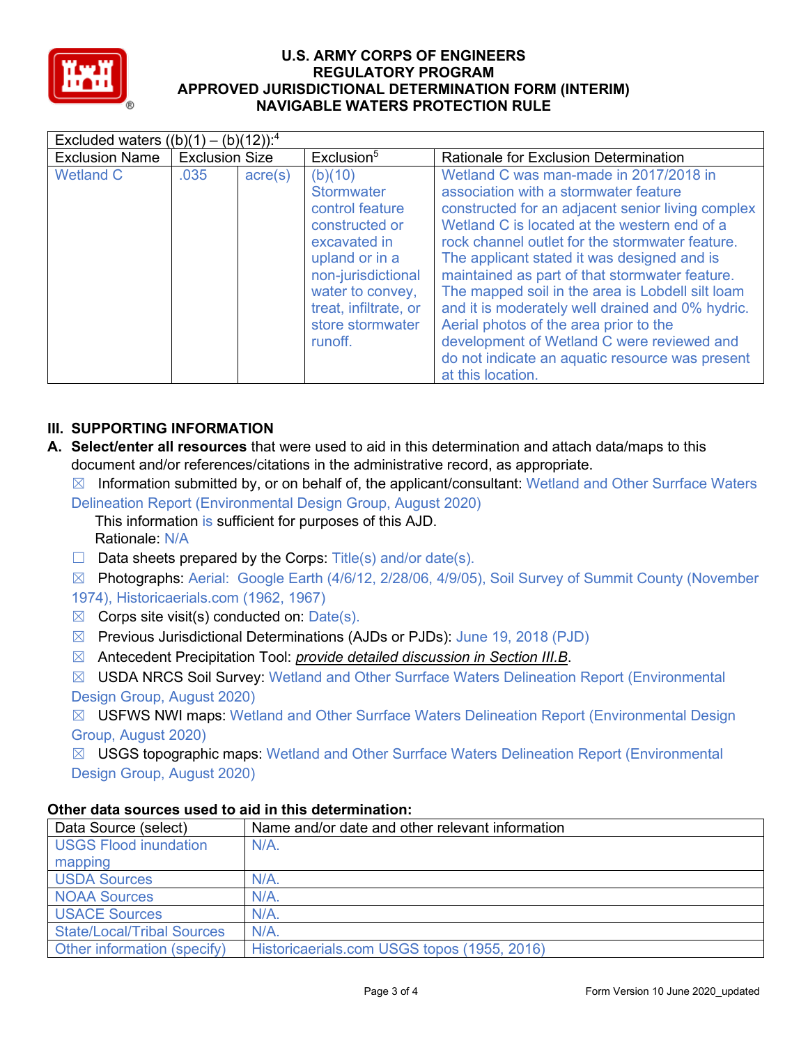| Excluded waters ((b)(1) – (b)(12)):[4] | | | | |
|---|---|---|---|---|
| Exclusion Name | Exclusion Size | | Exclusion[5] | Rationale for Exclusion Determination |
| Wetland C | .035 | acre(s) | (b)(10) Stormwater control feature constructed or excavated in upland or in a non-jurisdictional water to convey, treat, infiltrate, or store stormwater runoff. | Wetland C was man-made in 2017/2018 in association with a stormwater feature constructed for an adjacent senior living complex Wetland C is located at the western end of a rock channel outlet for the stormwater feature. The applicant stated it was designed and is maintained as part of that stormwater feature. The mapped soil in the area is Lobdell silt loam and it is moderately well drained and 0% hydric. Aerial photos of the area prior to the development of Wetland C were reviewed and do not indicate an aquatic resource was present at this location. |

## III. SUPPORTING INFORMATION

**A. Select/enter all resources** that were used to aid in this determination and attach data/maps to this document and/or references/citations in the administrative record, as appropriate.

☒ Information submitted by, or on behalf of, the applicant/consultant: Wetland and Other Surface Waters Delineation Report (Environmental Design Group, August 2020)
This information is sufficient for purposes of this AJD.
Rationale: N/A

☐ Data sheets prepared by the Corps: Title(s) and/or date(s).

☒ Photographs: Aerial: Google Earth (4/6/12, 2/28/06, 4/9/05), Soil Survey of Summit County (November 1974), Historicaerials.com (1962, 1967)

☒ Corps site visit(s) conducted on: Date(s).

☒ Previous Jurisdictional Determinations (AJDs or PJDs): June 19, 2018 (PJD)

☒ Antecedent Precipitation Tool: *provide detailed discussion in Section III.B*.

☒ USDA NRCS Soil Survey: Wetland and Other Surrface Waters Delineation Report (Environmental Design Group, August 2020)

☒ USFWS NWI maps: Wetland and Other Surrface Waters Delineation Report (Environmental Design Group, August 2020)

☒ USGS topographic maps: Wetland and Other Surrface Waters Delineation Report (Environmental Design Group, August 2020)

### Other data sources used to aid in this determination:

| Data Source (select) | Name and/or date and other relevant information |
|---|---|
| USGS Flood inundation mapping | N/A. |
| USDA Sources | N/A. |
| NOAA Sources | N/A. |
| USACE Sources | N/A. |
| State/Local/Tribal Sources | N/A. |
| Other information (specify) | Historicaerials.com USGS topos (1955, 2016) |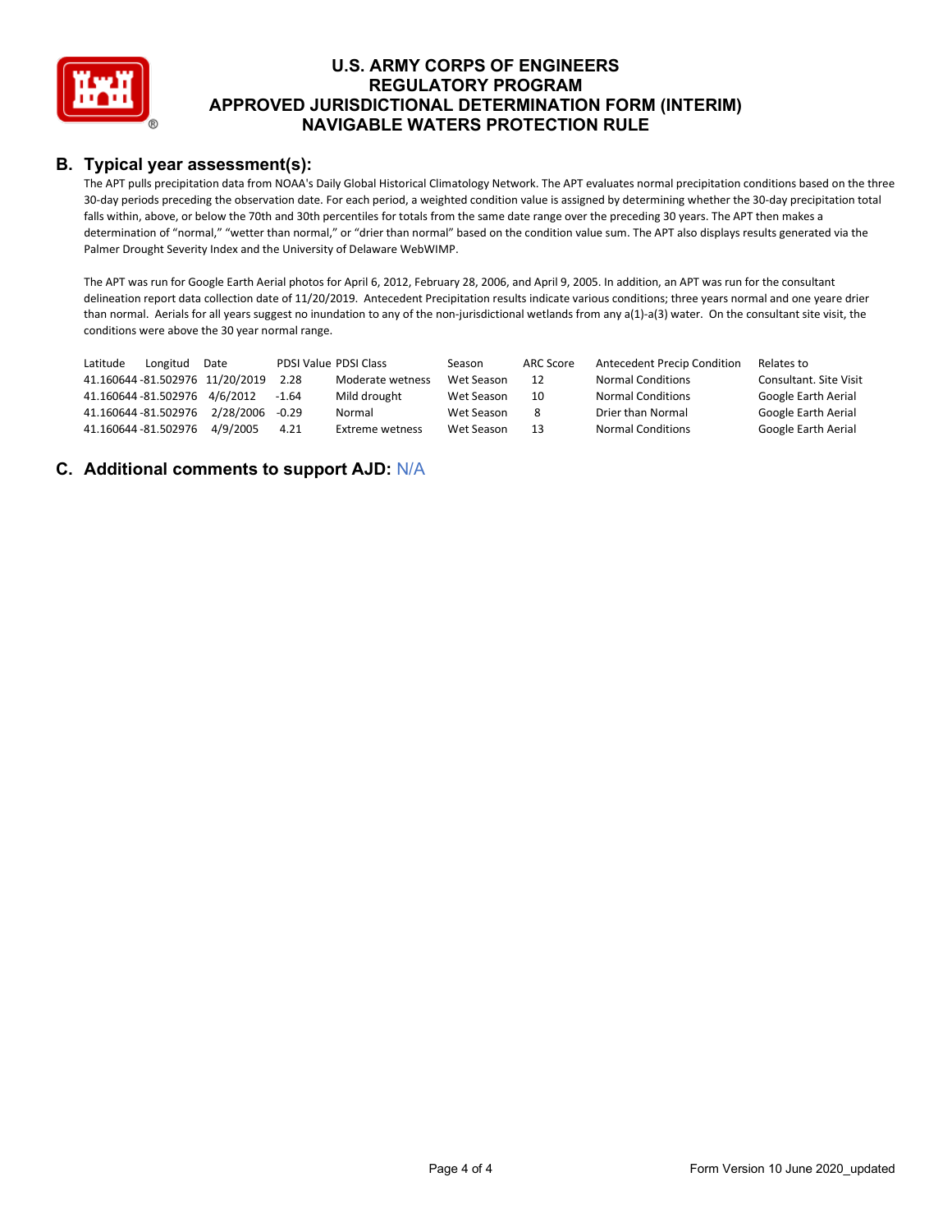## B. Typical year assessment(s):

The APT pulls precipitation data from NOAA's Daily Global Historical Climatology Network. The APT evaluates normal precipitation conditions based on the three 30-day periods preceding the observation date. For each period, a weighted condition value is assigned by determining whether the 30-day precipitation total falls within, above, or below the 70th and 30th percentiles for totals from the same date range over the preceding 30 years. The APT then makes a determination of "normal," "wetter than normal," or "drier than normal" based on the condition value sum. The APT also displays results generated via the Palmer Drought Severity Index and the University of Delaware WebWIMP.

The APT was run for Google Earth Aerial photos for April 6, 2012, February 28, 2006, and April 9, 2005. In addition, an APT was run for the consultant delineation report data collection date of 11/20/2019. Antecedent Precipitation results indicate various conditions; three years normal and one yeare drier than normal. Aerials for all years suggest no inundation to any of the non-jurisdictional wetlands from any a(1)-a(3) water. On the consultant site visit, the conditions were above the 30 year normal range.

| Latitude | Longitud | Date | PDSI Value | PDSI Class | Season | ARC Score | Antecedent Precip Condition | Relates to |
|---|---|---|---|---|---|---|---|---|
| 41.160644 | -81.502976 | 11/20/2019 | 2.28 | Moderate wetness | Wet Season | 12 | Normal Conditions | Consultant. Site Visit |
| 41.160644 | -81.502976 | 4/6/2012 | -1.64 | Mild drought | Wet Season | 10 | Normal Conditions | Google Earth Aerial |
| 41.160644 | -81.502976 | 2/28/2006 | -0.29 | Normal | Wet Season | 8 | Drier than Normal | Google Earth Aerial |
| 41.160644 | -81.502976 | 4/9/2005 | 4.21 | Extreme wetness | Wet Season | 13 | Normal Conditions | Google Earth Aerial |

## C. Additional comments to support AJD: N/A